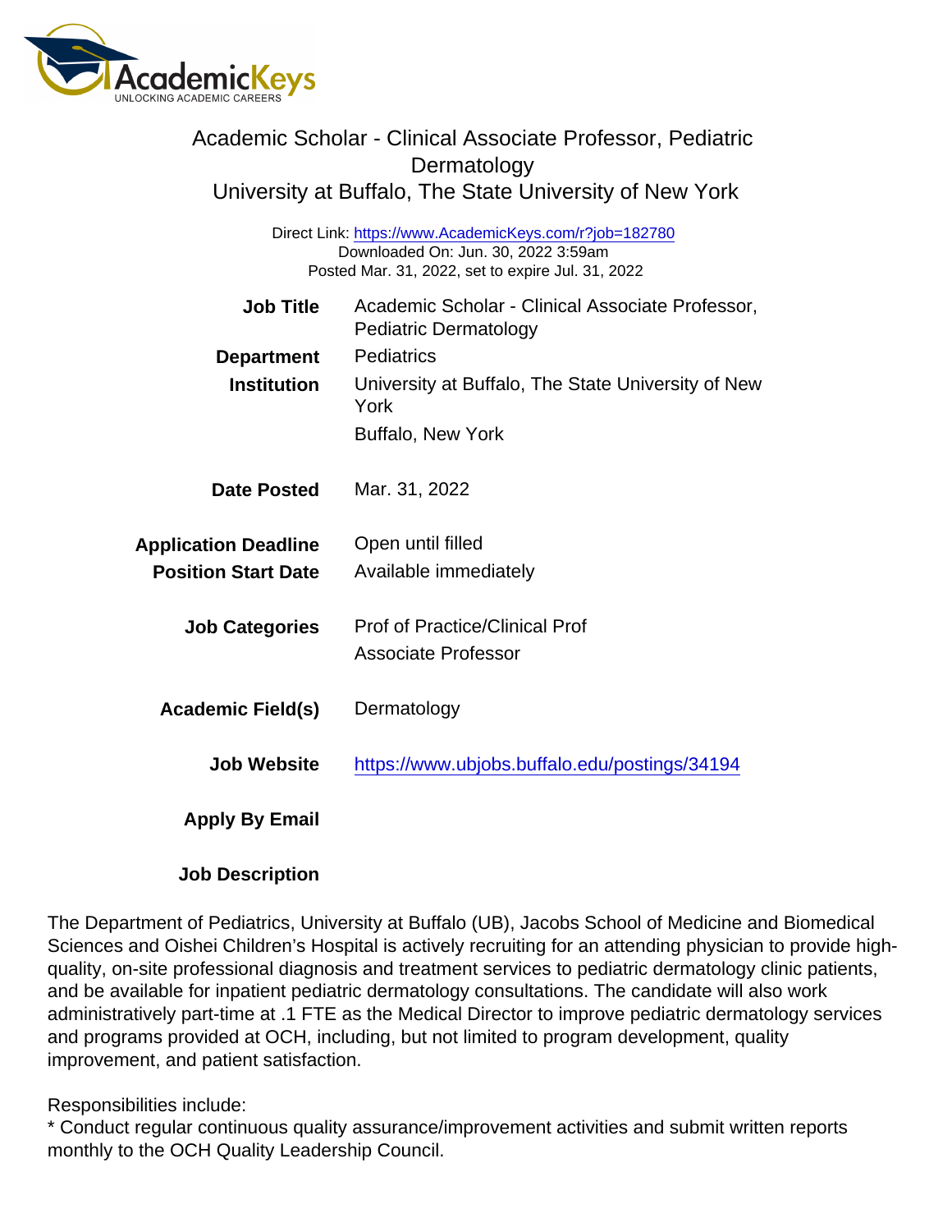# Academic Scholar - Clinical Associate Professor, Pediatric Dermatology

## University at Buffalo, The State University of New York

Direct Link: https://www.AcademicKeys.com/r?job=182780
Downloaded On: Jun. 30, 2022 3:59am
Posted Mar. 31, 2022, set to expire Jul. 31, 2022

| | |
|---|---|
| **Job Title** | Academic Scholar - Clinical Associate Professor, Pediatric Dermatology |
| **Department** | Pediatrics |
| **Institution** | University at Buffalo, The State University of New York<br>Buffalo, New York |
| **Date Posted** | Mar. 31, 2022 |
| **Application Deadline** | Open until filled |
| **Position Start Date** | Available immediately |
| **Job Categories** | Prof of Practice/Clinical Prof<br>Associate Professor |
| **Academic Field(s)** | Dermatology |
| **Job Website** | https://www.ubjobs.buffalo.edu/postings/34194 |
| **Apply By Email** | |

**Job Description**

The Department of Pediatrics, University at Buffalo (UB), Jacobs School of Medicine and Biomedical Sciences and Oishei Children's Hospital is actively recruiting for an attending physician to provide high-quality, on-site professional diagnosis and treatment services to pediatric dermatology clinic patients, and be available for inpatient pediatric dermatology consultations. The candidate will also work administratively part-time at .1 FTE as the Medical Director to improve pediatric dermatology services and programs provided at OCH, including, but not limited to program development, quality improvement, and patient satisfaction.

Responsibilities include:
* Conduct regular continuous quality assurance/improvement activities and submit written reports monthly to the OCH Quality Leadership Council.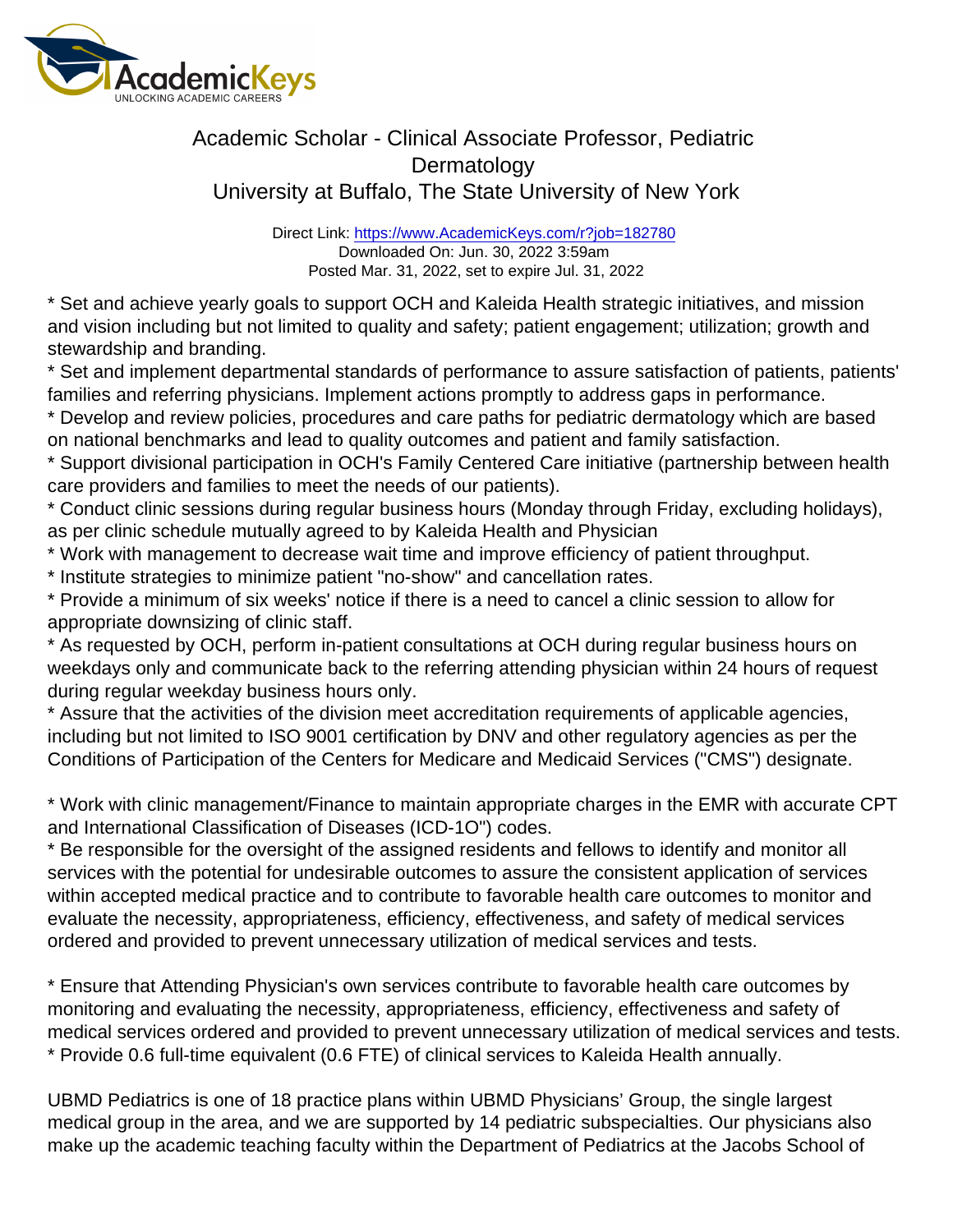# Academic Scholar - Clinical Associate Professor, Pediatric Dermatology

University at Buffalo, The State University of New York

Direct Link: https://www.AcademicKeys.com/r?job=182780
Downloaded On: Jun. 30, 2022 3:59am
Posted Mar. 31, 2022, set to expire Jul. 31, 2022

* Set and achieve yearly goals to support OCH and Kaleida Health strategic initiatives, and mission and vision including but not limited to quality and safety; patient engagement; utilization; growth and stewardship and branding.
* Set and implement departmental standards of performance to assure satisfaction of patients, patients' families and referring physicians. Implement actions promptly to address gaps in performance.
* Develop and review policies, procedures and care paths for pediatric dermatology which are based on national benchmarks and lead to quality outcomes and patient and family satisfaction.
* Support divisional participation in OCH's Family Centered Care initiative (partnership between health care providers and families to meet the needs of our patients).
* Conduct clinic sessions during regular business hours (Monday through Friday, excluding holidays), as per clinic schedule mutually agreed to by Kaleida Health and Physician
* Work with management to decrease wait time and improve efficiency of patient throughput.
* Institute strategies to minimize patient "no-show" and cancellation rates.
* Provide a minimum of six weeks' notice if there is a need to cancel a clinic session to allow for appropriate downsizing of clinic staff.
* As requested by OCH, perform in-patient consultations at OCH during regular business hours on weekdays only and communicate back to the referring attending physician within 24 hours of request during regular weekday business hours only.
* Assure that the activities of the division meet accreditation requirements of applicable agencies, including but not limited to ISO 9001 certification by DNV and other regulatory agencies as per the Conditions of Participation of the Centers for Medicare and Medicaid Services ("CMS") designate.

* Work with clinic management/Finance to maintain appropriate charges in the EMR with accurate CPT and International Classification of Diseases (ICD-1O") codes.
* Be responsible for the oversight of the assigned residents and fellows to identify and monitor all services with the potential for undesirable outcomes to assure the consistent application of services within accepted medical practice and to contribute to favorable health care outcomes to monitor and evaluate the necessity, appropriateness, efficiency, effectiveness, and safety of medical services ordered and provided to prevent unnecessary utilization of medical services and tests.

* Ensure that Attending Physician's own services contribute to favorable health care outcomes by monitoring and evaluating the necessity, appropriateness, efficiency, effectiveness and safety of medical services ordered and provided to prevent unnecessary utilization of medical services and tests.
* Provide 0.6 full-time equivalent (0.6 FTE) of clinical services to Kaleida Health annually.

UBMD Pediatrics is one of 18 practice plans within UBMD Physicians' Group, the single largest medical group in the area, and we are supported by 14 pediatric subspecialties. Our physicians also make up the academic teaching faculty within the Department of Pediatrics at the Jacobs School of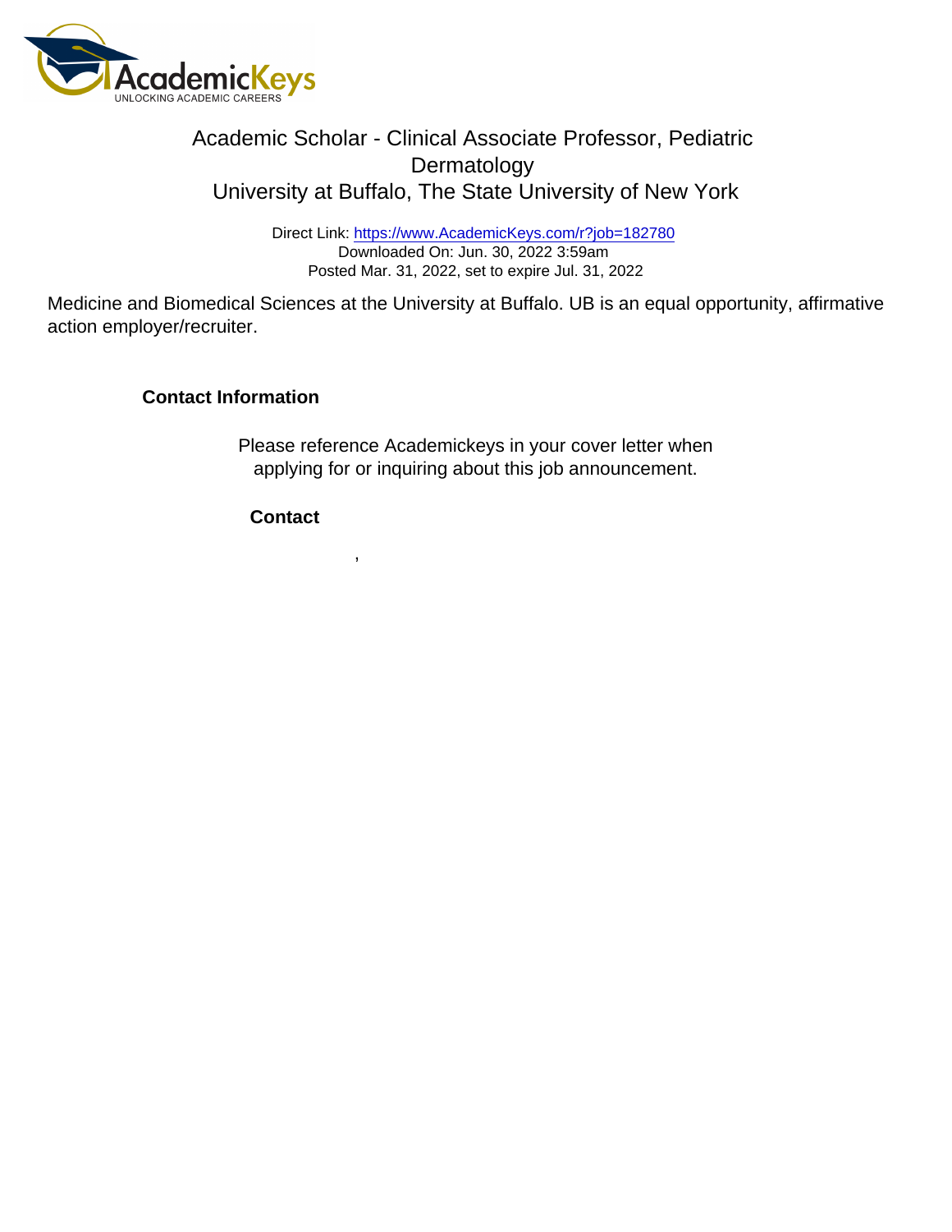Medicine and Biomedical Sciences at the University at Buffalo. UB is an equal opportunity, affirmative action employer/recruiter.

### Contact Information

Please reference Academickeys in your cover letter when applying for or inquiring about this job announcement.

**Contact**

,